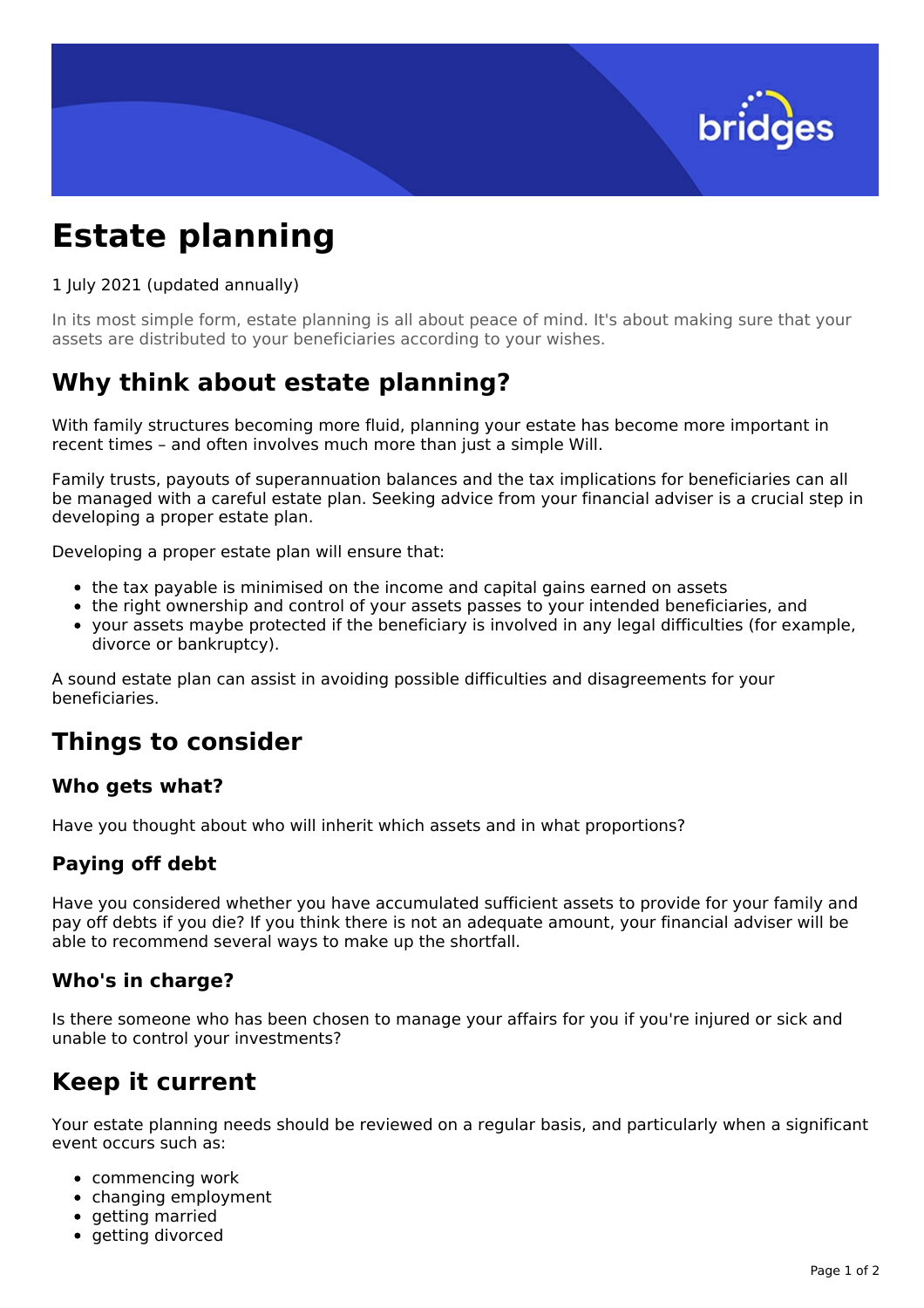# Estate planning

1 July 2021 (updated annually)

In its most simple form, estate planning is all about peace of mind. It's about making sure that your assets are distributed to your beneficiaries according to your wishes.

## Why think about estate planning?

With family structures becoming more fluid, planning your estate has become more important in recent times – and often involves much more than just a simple Will.

Family trusts, payouts of superannuation balances and the tax implications for beneficiaries can all be managed with a careful estate plan. Seeking advice from your financial adviser is a crucial step in developing a proper estate plan.

Developing a proper estate plan will ensure that:

- the tax payable is minimised on the income and capital gains earned on assets
- the right ownership and control of your assets passes to your intended beneficiaries, and
- your assets maybe protected if the beneficiary is involved in any legal difficulties (for example, divorce or bankruptcy).

A sound estate plan can assist in avoiding possible difficulties and disagreements for your beneficiaries.

## Things to consider

### Who gets what?

Have you thought about who will inherit which assets and in what proportions?

### Paying off debt

Have you considered whether you have accumulated sufficient assets to provide for your family and pay off debts if you die? If you think there is not an adequate amount, your financial adviser will be able to recommend several ways to make up the shortfall.

### Who's in charge?

Is there someone who has been chosen to manage your affairs for you if you're injured or sick and unable to control your investments?

## Keep it current

Your estate planning needs should be reviewed on a regular basis, and particularly when a significant event occurs such as:

- commencing work
- changing employment
- getting married
- getting divorced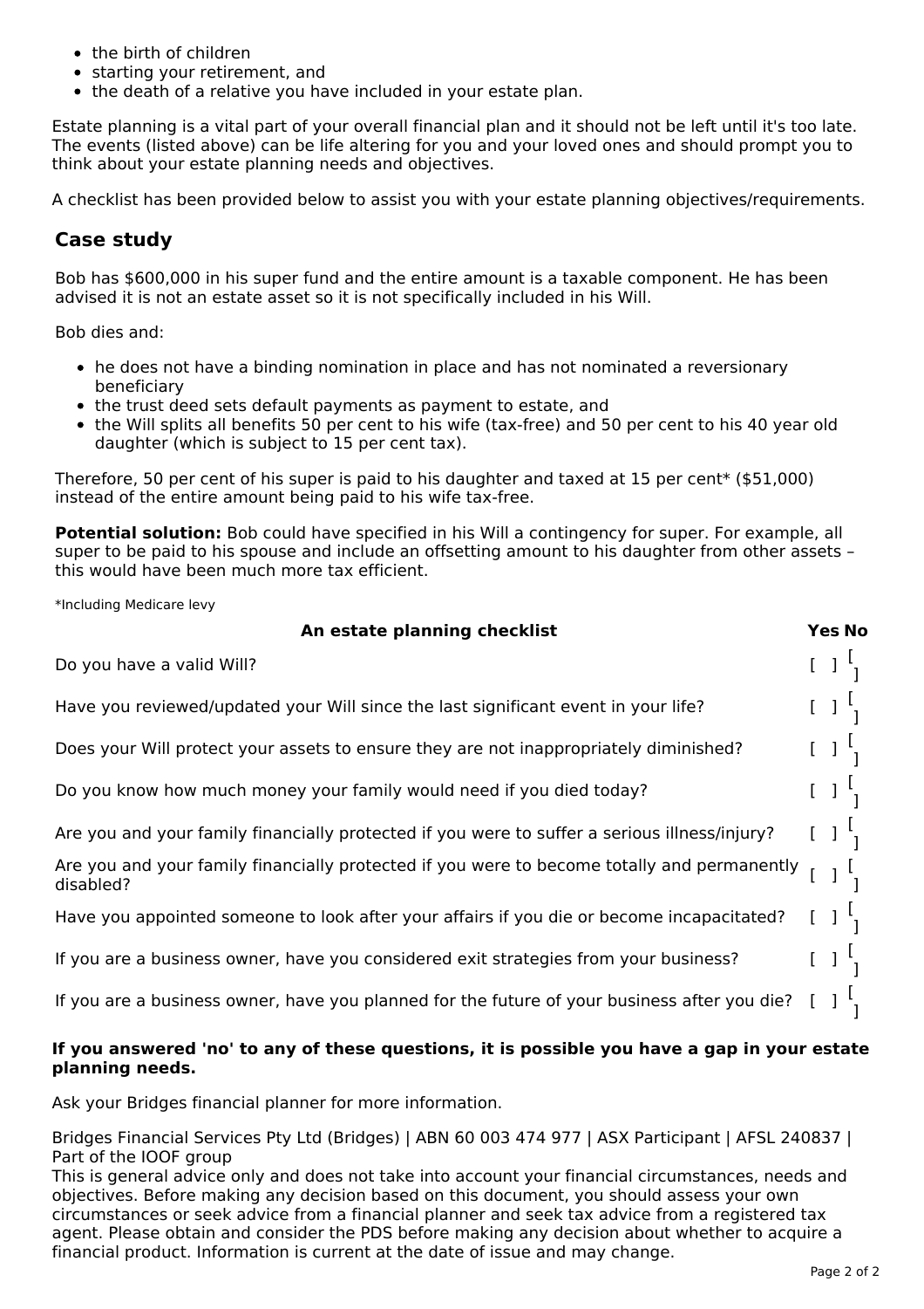- the birth of children
- starting your retirement, and
- the death of a relative you have included in your estate plan.

Estate planning is a vital part of your overall financial plan and it should not be left until it's too late. The events (listed above) can be life altering for you and your loved ones and should prompt you to think about your estate planning needs and objectives.

A checklist has been provided below to assist you with your estate planning objectives/requirements.

## Case study

Bob has $600,000 in his super fund and the entire amount is a taxable component. He has been advised it is not an estate asset so it is not specifically included in his Will.

Bob dies and:

- he does not have a binding nomination in place and has not nominated a reversionary beneficiary
- the trust deed sets default payments as payment to estate, and
- the Will splits all benefits 50 per cent to his wife (tax-free) and 50 per cent to his 40 year old daughter (which is subject to 15 per cent tax).

Therefore, 50 per cent of his super is paid to his daughter and taxed at 15 per cent* ($51,000) instead of the entire amount being paid to his wife tax-free.

**Potential solution:** Bob could have specified in his Will a contingency for super. For example, all super to be paid to his spouse and include an offsetting amount to his daughter from other assets – this would have been much more tax efficient.

*Including Medicare levy

| An estate planning checklist | Yes | No |
|---|---|---|
| Do you have a valid Will? | [ ] | [ ] |
| Have you reviewed/updated your Will since the last significant event in your life? | [ ] | [ ] |
| Does your Will protect your assets to ensure they are not inappropriately diminished? | [ ] | [ ] |
| Do you know how much money your family would need if you died today? | [ ] | [ ] |
| Are you and your family financially protected if you were to suffer a serious illness/injury? | [ ] | [ ] |
| Are you and your family financially protected if you were to become totally and permanently disabled? | [ ] | [ ] |
| Have you appointed someone to look after your affairs if you die or become incapacitated? | [ ] | [ ] |
| If you are a business owner, have you considered exit strategies from your business? | [ ] | [ ] |
| If you are a business owner, have you planned for the future of your business after you die? | [ ] | [ ] |

**If you answered 'no' to any of these questions, it is possible you have a gap in your estate planning needs.**

Ask your Bridges financial planner for more information.

Bridges Financial Services Pty Ltd (Bridges) | ABN 60 003 474 977 | ASX Participant | AFSL 240837 | Part of the IOOF group
This is general advice only and does not take into account your financial circumstances, needs and objectives. Before making any decision based on this document, you should assess your own circumstances or seek advice from a financial planner and seek tax advice from a registered tax agent. Please obtain and consider the PDS before making any decision about whether to acquire a financial product. Information is current at the date of issue and may change.